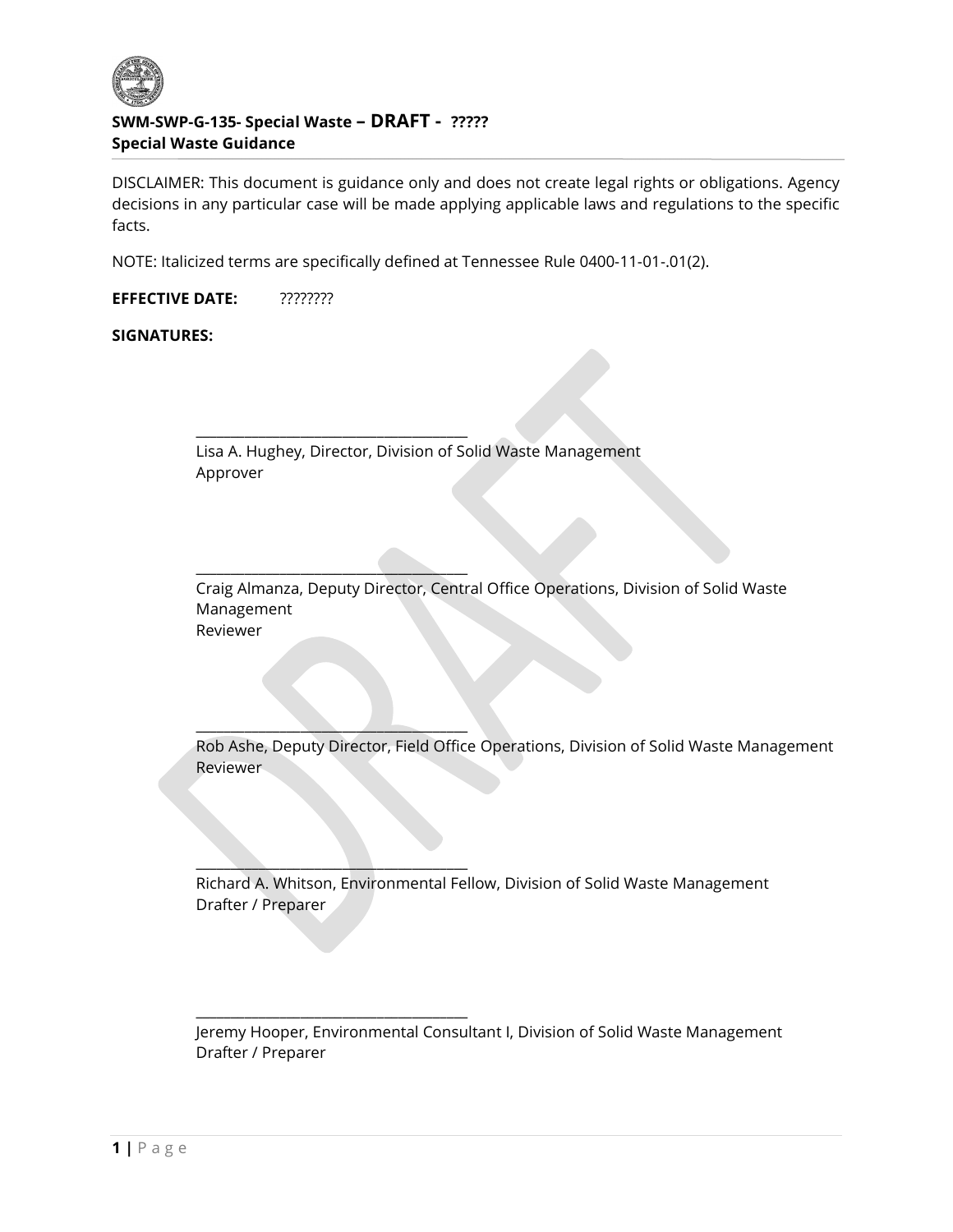**SWM-SWP-G-135- Special Waste – DRAFT - ?????**
**Special Waste Guidance**

DISCLAIMER: This document is guidance only and does not create legal rights or obligations. Agency decisions in any particular case will be made applying applicable laws and regulations to the specific facts.

NOTE: Italicized terms are specifically defined at Tennessee Rule 0400-11-01-.01(2).

**EFFECTIVE DATE:** ????????

**SIGNATURES:**

\_\_\_\_\_\_\_\_\_\_\_\_\_\_\_\_\_\_\_\_\_\_\_\_\_\_\_\_\_\_\_\_\_\_\_\_\_\_\_
Lisa A. Hughey, Director, Division of Solid Waste Management
Approver

\_\_\_\_\_\_\_\_\_\_\_\_\_\_\_\_\_\_\_\_\_\_\_\_\_\_\_\_\_\_\_\_\_\_\_\_\_\_\_
Craig Almanza, Deputy Director, Central Office Operations, Division of Solid Waste Management
Reviewer

\_\_\_\_\_\_\_\_\_\_\_\_\_\_\_\_\_\_\_\_\_\_\_\_\_\_\_\_\_\_\_\_\_\_\_\_\_\_\_
Rob Ashe, Deputy Director, Field Office Operations, Division of Solid Waste Management
Reviewer

\_\_\_\_\_\_\_\_\_\_\_\_\_\_\_\_\_\_\_\_\_\_\_\_\_\_\_\_\_\_\_\_\_\_\_\_\_\_\_
Richard A. Whitson, Environmental Fellow, Division of Solid Waste Management
Drafter / Preparer

\_\_\_\_\_\_\_\_\_\_\_\_\_\_\_\_\_\_\_\_\_\_\_\_\_\_\_\_\_\_\_\_\_\_\_\_\_\_\_
Jeremy Hooper, Environmental Consultant I, Division of Solid Waste Management
Drafter / Preparer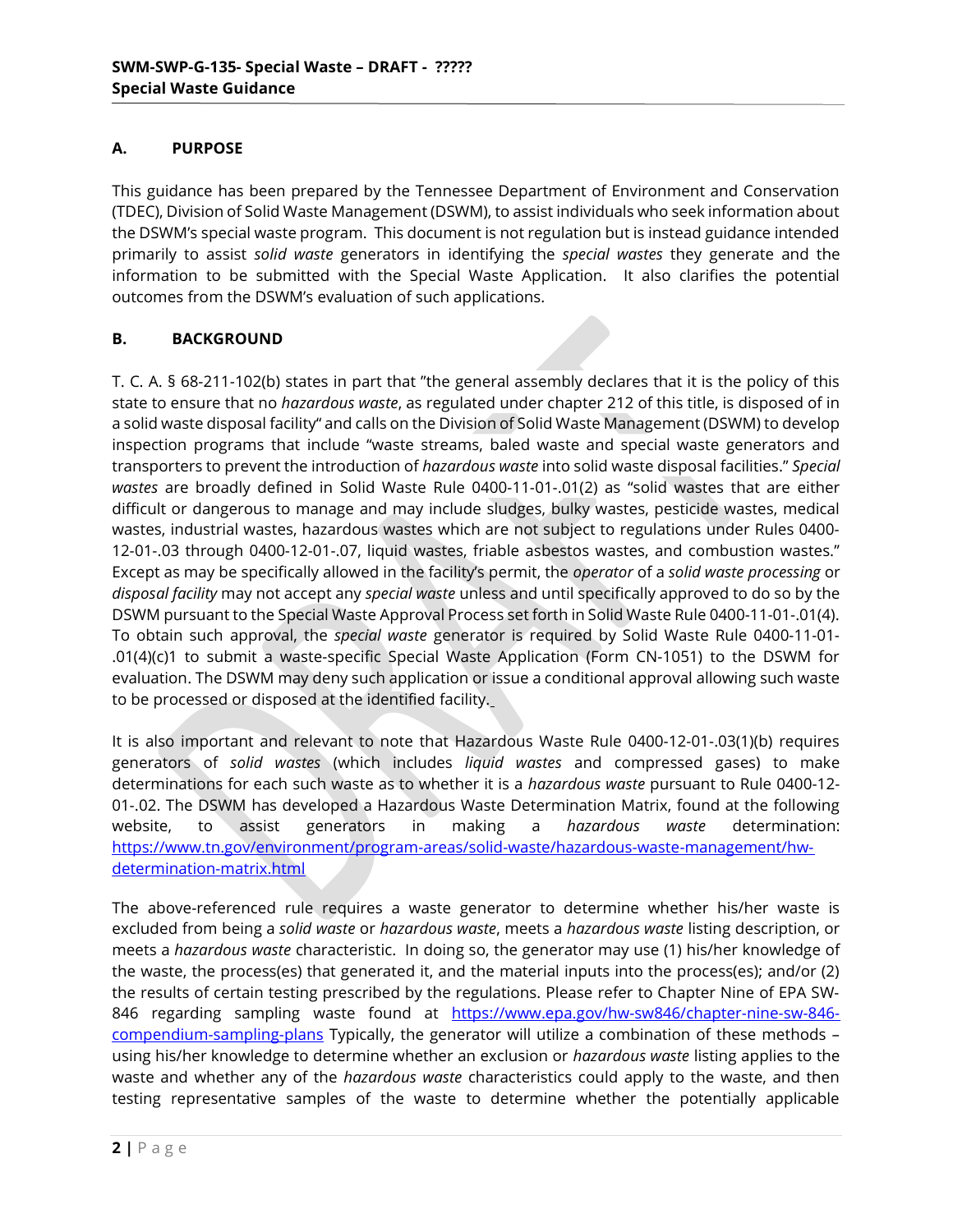## A. PURPOSE

This guidance has been prepared by the Tennessee Department of Environment and Conservation (TDEC), Division of Solid Waste Management (DSWM), to assist individuals who seek information about the DSWM's special waste program. This document is not regulation but is instead guidance intended primarily to assist *solid waste* generators in identifying the *special wastes* they generate and the information to be submitted with the Special Waste Application. It also clarifies the potential outcomes from the DSWM's evaluation of such applications.

## B. BACKGROUND

T. C. A. § 68-211-102(b) states in part that "the general assembly declares that it is the policy of this state to ensure that no *hazardous waste*, as regulated under chapter 212 of this title, is disposed of in a solid waste disposal facility" and calls on the Division of Solid Waste Management (DSWM) to develop inspection programs that include "waste streams, baled waste and special waste generators and transporters to prevent the introduction of *hazardous waste* into solid waste disposal facilities." *Special wastes* are broadly defined in Solid Waste Rule 0400-11-01-.01(2) as "solid wastes that are either difficult or dangerous to manage and may include sludges, bulky wastes, pesticide wastes, medical wastes, industrial wastes, hazardous wastes which are not subject to regulations under Rules 0400-12-01-.03 through 0400-12-01-.07, liquid wastes, friable asbestos wastes, and combustion wastes." Except as may be specifically allowed in the facility's permit, the *operator* of a *solid waste processing* or *disposal facility* may not accept any *special waste* unless and until specifically approved to do so by the DSWM pursuant to the Special Waste Approval Process set forth in Solid Waste Rule 0400-11-01-.01(4). To obtain such approval, the *special waste* generator is required by Solid Waste Rule 0400-11-01-.01(4)(c)1 to submit a waste-specific Special Waste Application (Form CN-1051) to the DSWM for evaluation. The DSWM may deny such application or issue a conditional approval allowing such waste to be processed or disposed at the identified facility.

It is also important and relevant to note that Hazardous Waste Rule 0400-12-01-.03(1)(b) requires generators of *solid wastes* (which includes *liquid wastes* and compressed gases) to make determinations for each such waste as to whether it is a *hazardous waste* pursuant to Rule 0400-12-01-.02. The DSWM has developed a Hazardous Waste Determination Matrix, found at the following website, to assist generators in making a *hazardous waste* determination: https://www.tn.gov/environment/program-areas/solid-waste/hazardous-waste-management/hw-determination-matrix.html

The above-referenced rule requires a waste generator to determine whether his/her waste is excluded from being a *solid waste* or *hazardous waste*, meets a *hazardous waste* listing description, or meets a *hazardous waste* characteristic. In doing so, the generator may use (1) his/her knowledge of the waste, the process(es) that generated it, and the material inputs into the process(es); and/or (2) the results of certain testing prescribed by the regulations. Please refer to Chapter Nine of EPA SW-846 regarding sampling waste found at https://www.epa.gov/hw-sw846/chapter-nine-sw-846-compendium-sampling-plans Typically, the generator will utilize a combination of these methods – using his/her knowledge to determine whether an exclusion or *hazardous waste* listing applies to the waste and whether any of the *hazardous waste* characteristics could apply to the waste, and then testing representative samples of the waste to determine whether the potentially applicable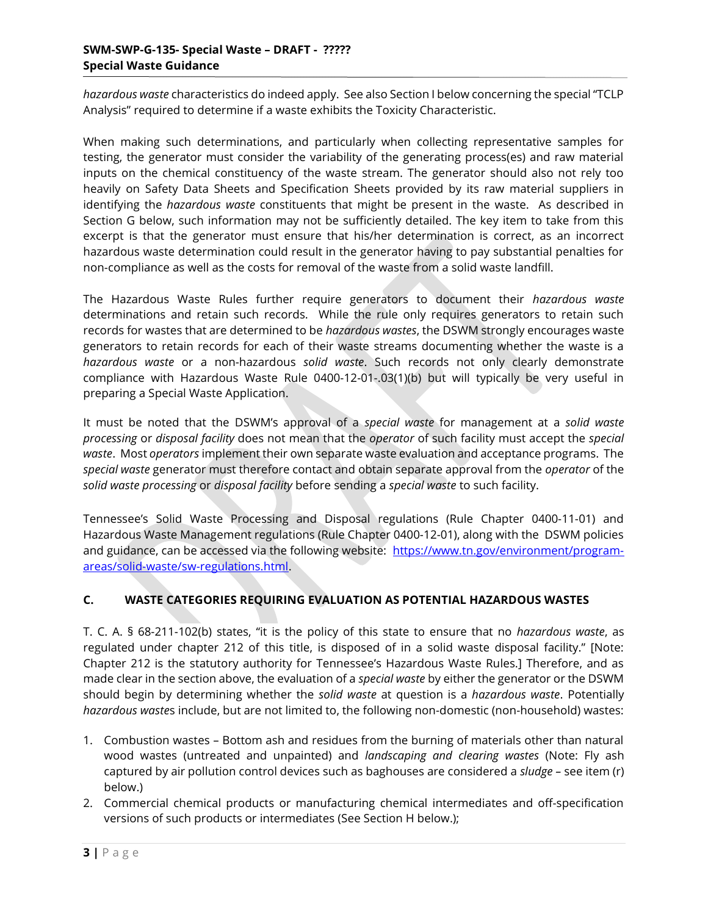*hazardous waste* characteristics do indeed apply. See also Section I below concerning the special "TCLP Analysis" required to determine if a waste exhibits the Toxicity Characteristic.

When making such determinations, and particularly when collecting representative samples for testing, the generator must consider the variability of the generating process(es) and raw material inputs on the chemical constituency of the waste stream. The generator should also not rely too heavily on Safety Data Sheets and Specification Sheets provided by its raw material suppliers in identifying the *hazardous waste* constituents that might be present in the waste. As described in Section G below, such information may not be sufficiently detailed. The key item to take from this excerpt is that the generator must ensure that his/her determination is correct, as an incorrect hazardous waste determination could result in the generator having to pay substantial penalties for non-compliance as well as the costs for removal of the waste from a solid waste landfill.

The Hazardous Waste Rules further require generators to document their *hazardous waste* determinations and retain such records. While the rule only requires generators to retain such records for wastes that are determined to be *hazardous wastes*, the DSWM strongly encourages waste generators to retain records for each of their waste streams documenting whether the waste is a *hazardous waste* or a non-hazardous *solid waste*. Such records not only clearly demonstrate compliance with Hazardous Waste Rule 0400-12-01-.03(1)(b) but will typically be very useful in preparing a Special Waste Application.

It must be noted that the DSWM's approval of a *special waste* for management at a *solid waste processing* or *disposal facility* does not mean that the *operator* of such facility must accept the *special waste*. Most *operators* implement their own separate waste evaluation and acceptance programs. The *special waste* generator must therefore contact and obtain separate approval from the *operator* of the *solid waste processing* or *disposal facility* before sending a *special waste* to such facility.

Tennessee's Solid Waste Processing and Disposal regulations (Rule Chapter 0400-11-01) and Hazardous Waste Management regulations (Rule Chapter 0400-12-01), along with the DSWM policies and guidance, can be accessed via the following website: [https://www.tn.gov/environment/program-areas/solid-waste/sw-regulations.html](https://www.tn.gov/environment/program-areas/solid-waste/sw-regulations.html).

## C. WASTE CATEGORIES REQUIRING EVALUATION AS POTENTIAL HAZARDOUS WASTES

T. C. A. § 68-211-102(b) states, "it is the policy of this state to ensure that no *hazardous waste*, as regulated under chapter 212 of this title, is disposed of in a solid waste disposal facility." [Note: Chapter 212 is the statutory authority for Tennessee's Hazardous Waste Rules.] Therefore, and as made clear in the section above, the evaluation of a *special waste* by either the generator or the DSWM should begin by determining whether the *solid waste* at question is a *hazardous waste*. Potentially *hazardous wastes* include, but are not limited to, the following non-domestic (non-household) wastes:

1. Combustion wastes – Bottom ash and residues from the burning of materials other than natural wood wastes (untreated and unpainted) and *landscaping and clearing wastes* (Note: Fly ash captured by air pollution control devices such as baghouses are considered a *sludge* – see item (r) below.)
2. Commercial chemical products or manufacturing chemical intermediates and off-specification versions of such products or intermediates (See Section H below.);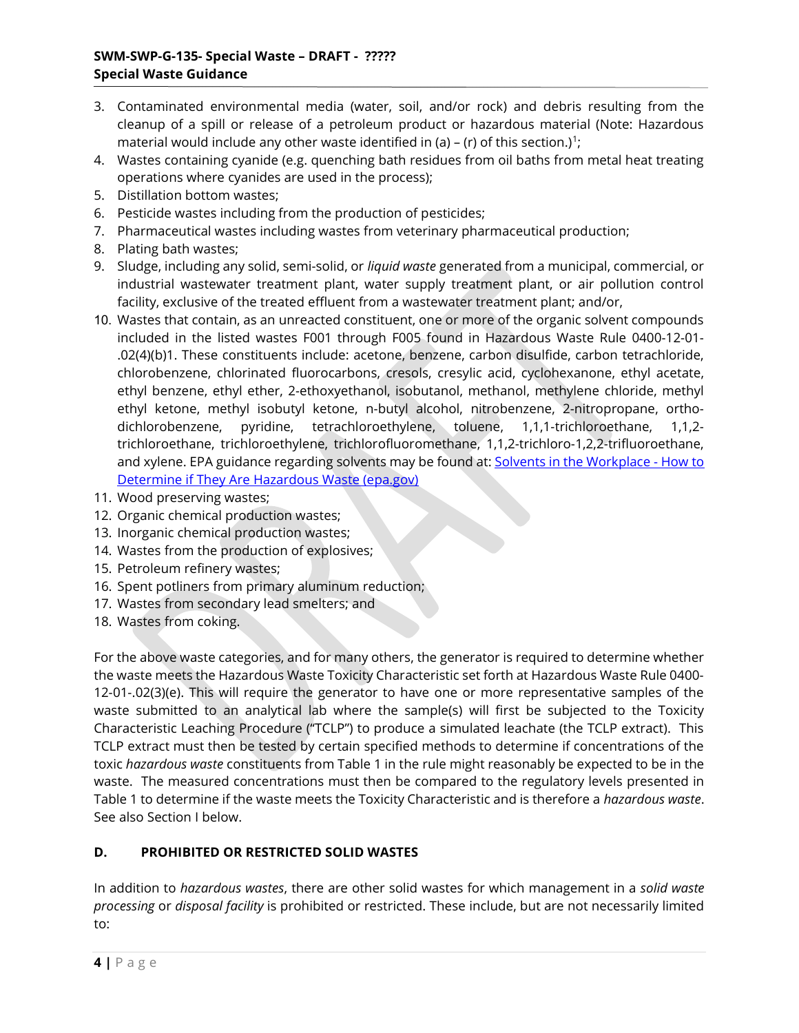3. Contaminated environmental media (water, soil, and/or rock) and debris resulting from the cleanup of a spill or release of a petroleum product or hazardous material (Note: Hazardous material would include any other waste identified in (a) – (r) of this section.)[1];
4. Wastes containing cyanide (e.g. quenching bath residues from oil baths from metal heat treating operations where cyanides are used in the process);
5. Distillation bottom wastes;
6. Pesticide wastes including from the production of pesticides;
7. Pharmaceutical wastes including wastes from veterinary pharmaceutical production;
8. Plating bath wastes;
9. Sludge, including any solid, semi-solid, or *liquid waste* generated from a municipal, commercial, or industrial wastewater treatment plant, water supply treatment plant, or air pollution control facility, exclusive of the treated effluent from a wastewater treatment plant; and/or,
10. Wastes that contain, as an unreacted constituent, one or more of the organic solvent compounds included in the listed wastes F001 through F005 found in Hazardous Waste Rule 0400-12-01-.02(4)(b)1. These constituents include: acetone, benzene, carbon disulfide, carbon tetrachloride, chlorobenzene, chlorinated fluorocarbons, cresols, cresylic acid, cyclohexanone, ethyl acetate, ethyl benzene, ethyl ether, 2-ethoxyethanol, isobutanol, methanol, methylene chloride, methyl ethyl ketone, methyl isobutyl ketone, n-butyl alcohol, nitrobenzene, 2-nitropropane, ortho-dichlorobenzene, pyridine, tetrachloroethylene, toluene, 1,1,1-trichloroethane, 1,1,2-trichloroethane, trichloroethylene, trichlorofluoromethane, 1,1,2-trichloro-1,2,2-trifluoroethane, and xylene. EPA guidance regarding solvents may be found at: [Solvents in the Workplace - How to Determine if They Are Hazardous Waste (epa.gov)]
11. Wood preserving wastes;
12. Organic chemical production wastes;
13. Inorganic chemical production wastes;
14. Wastes from the production of explosives;
15. Petroleum refinery wastes;
16. Spent potliners from primary aluminum reduction;
17. Wastes from secondary lead smelters; and
18. Wastes from coking.

For the above waste categories, and for many others, the generator is required to determine whether the waste meets the Hazardous Waste Toxicity Characteristic set forth at Hazardous Waste Rule 0400-12-01-.02(3)(e). This will require the generator to have one or more representative samples of the waste submitted to an analytical lab where the sample(s) will first be subjected to the Toxicity Characteristic Leaching Procedure ("TCLP") to produce a simulated leachate (the TCLP extract). This TCLP extract must then be tested by certain specified methods to determine if concentrations of the toxic *hazardous waste* constituents from Table 1 in the rule might reasonably be expected to be in the waste. The measured concentrations must then be compared to the regulatory levels presented in Table 1 to determine if the waste meets the Toxicity Characteristic and is therefore a *hazardous waste*. See also Section I below.

## D. PROHIBITED OR RESTRICTED SOLID WASTES

In addition to *hazardous wastes*, there are other solid wastes for which management in a *solid waste processing* or *disposal facility* is prohibited or restricted. These include, but are not necessarily limited to: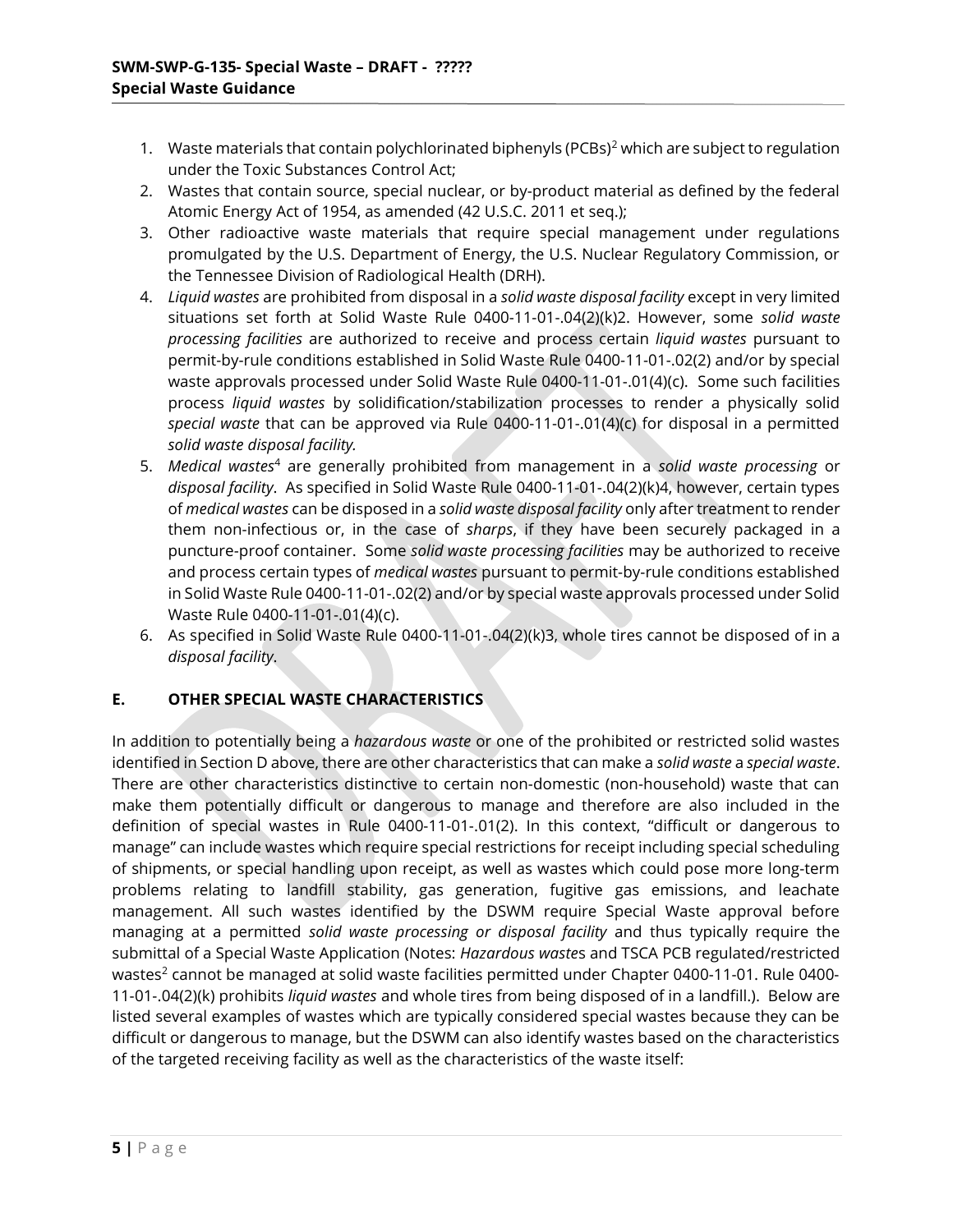1. Waste materials that contain polychlorinated biphenyls (PCBs)[2] which are subject to regulation under the Toxic Substances Control Act;
2. Wastes that contain source, special nuclear, or by-product material as defined by the federal Atomic Energy Act of 1954, as amended (42 U.S.C. 2011 et seq.);
3. Other radioactive waste materials that require special management under regulations promulgated by the U.S. Department of Energy, the U.S. Nuclear Regulatory Commission, or the Tennessee Division of Radiological Health (DRH).
4. *Liquid wastes* are prohibited from disposal in a *solid waste disposal facility* except in very limited situations set forth at Solid Waste Rule 0400-11-01-.04(2)(k)2. However, some *solid waste processing facilities* are authorized to receive and process certain *liquid wastes* pursuant to permit-by-rule conditions established in Solid Waste Rule 0400-11-01-.02(2) and/or by special waste approvals processed under Solid Waste Rule 0400-11-01-.01(4)(c). Some such facilities process *liquid wastes* by solidification/stabilization processes to render a physically solid *special waste* that can be approved via Rule 0400-11-01-.01(4)(c) for disposal in a permitted *solid waste disposal facility.*
5. *Medical wastes*[4] are generally prohibited from management in a *solid waste processing* or *disposal facility*. As specified in Solid Waste Rule 0400-11-01-.04(2)(k)4, however, certain types of *medical wastes* can be disposed in a *solid waste disposal facility* only after treatment to render them non-infectious or, in the case of *sharps*, if they have been securely packaged in a puncture-proof container. Some *solid waste processing facilities* may be authorized to receive and process certain types of *medical wastes* pursuant to permit-by-rule conditions established in Solid Waste Rule 0400-11-01-.02(2) and/or by special waste approvals processed under Solid Waste Rule 0400-11-01-.01(4)(c).
6. As specified in Solid Waste Rule 0400-11-01-.04(2)(k)3, whole tires cannot be disposed of in a *disposal facility*.

## E. OTHER SPECIAL WASTE CHARACTERISTICS

In addition to potentially being a *hazardous waste* or one of the prohibited or restricted solid wastes identified in Section D above, there are other characteristics that can make a *solid waste* a *special waste*. There are other characteristics distinctive to certain non-domestic (non-household) waste that can make them potentially difficult or dangerous to manage and therefore are also included in the definition of special wastes in Rule 0400-11-01-.01(2). In this context, "difficult or dangerous to manage" can include wastes which require special restrictions for receipt including special scheduling of shipments, or special handling upon receipt, as well as wastes which could pose more long-term problems relating to landfill stability, gas generation, fugitive gas emissions, and leachate management. All such wastes identified by the DSWM require Special Waste approval before managing at a permitted *solid waste processing or disposal facility* and thus typically require the submittal of a Special Waste Application (Notes: *Hazardous waste*s and TSCA PCB regulated/restricted wastes[2] cannot be managed at solid waste facilities permitted under Chapter 0400-11-01. Rule 0400-11-01-.04(2)(k) prohibits *liquid wastes* and whole tires from being disposed of in a landfill.). Below are listed several examples of wastes which are typically considered special wastes because they can be difficult or dangerous to manage, but the DSWM can also identify wastes based on the characteristics of the targeted receiving facility as well as the characteristics of the waste itself: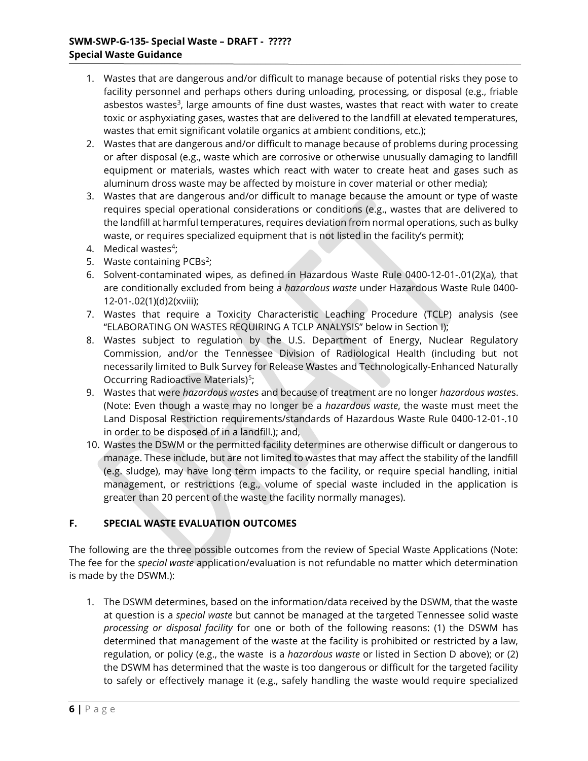1. Wastes that are dangerous and/or difficult to manage because of potential risks they pose to facility personnel and perhaps others during unloading, processing, or disposal (e.g., friable asbestos wastes[3], large amounts of fine dust wastes, wastes that react with water to create toxic or asphyxiating gases, wastes that are delivered to the landfill at elevated temperatures, wastes that emit significant volatile organics at ambient conditions, etc.);
2. Wastes that are dangerous and/or difficult to manage because of problems during processing or after disposal (e.g., waste which are corrosive or otherwise unusually damaging to landfill equipment or materials, wastes which react with water to create heat and gases such as aluminum dross waste may be affected by moisture in cover material or other media);
3. Wastes that are dangerous and/or difficult to manage because the amount or type of waste requires special operational considerations or conditions (e.g., wastes that are delivered to the landfill at harmful temperatures, requires deviation from normal operations, such as bulky waste, or requires specialized equipment that is not listed in the facility's permit);
4. Medical wastes[4];
5. Waste containing PCBs[2];
6. Solvent-contaminated wipes, as defined in Hazardous Waste Rule 0400-12-01-.01(2)(a), that are conditionally excluded from being a *hazardous waste* under Hazardous Waste Rule 0400-12-01-.02(1)(d)2(xviii);
7. Wastes that require a Toxicity Characteristic Leaching Procedure (TCLP) analysis (see "ELABORATING ON WASTES REQUIRING A TCLP ANALYSIS" below in Section I);
8. Wastes subject to regulation by the U.S. Department of Energy, Nuclear Regulatory Commission, and/or the Tennessee Division of Radiological Health (including but not necessarily limited to Bulk Survey for Release Wastes and Technologically-Enhanced Naturally Occurring Radioactive Materials)[5];
9. Wastes that were *hazardous waste*s and because of treatment are no longer *hazardous waste*s. (Note: Even though a waste may no longer be a *hazardous waste*, the waste must meet the Land Disposal Restriction requirements/standards of Hazardous Waste Rule 0400-12-01-.10 in order to be disposed of in a landfill.); and,
10. Wastes the DSWM or the permitted facility determines are otherwise difficult or dangerous to manage. These include, but are not limited to wastes that may affect the stability of the landfill (e.g. sludge), may have long term impacts to the facility, or require special handling, initial management, or restrictions (e.g., volume of special waste included in the application is greater than 20 percent of the waste the facility normally manages).

## F. SPECIAL WASTE EVALUATION OUTCOMES

The following are the three possible outcomes from the review of Special Waste Applications (Note: The fee for the *special waste* application/evaluation is not refundable no matter which determination is made by the DSWM.):

1. The DSWM determines, based on the information/data received by the DSWM, that the waste at question is a *special waste* but cannot be managed at the targeted Tennessee solid waste *processing or disposal facility* for one or both of the following reasons: (1) the DSWM has determined that management of the waste at the facility is prohibited or restricted by a law, regulation, or policy (e.g., the waste is a *hazardous waste* or listed in Section D above); or (2) the DSWM has determined that the waste is too dangerous or difficult for the targeted facility to safely or effectively manage it (e.g., safely handling the waste would require specialized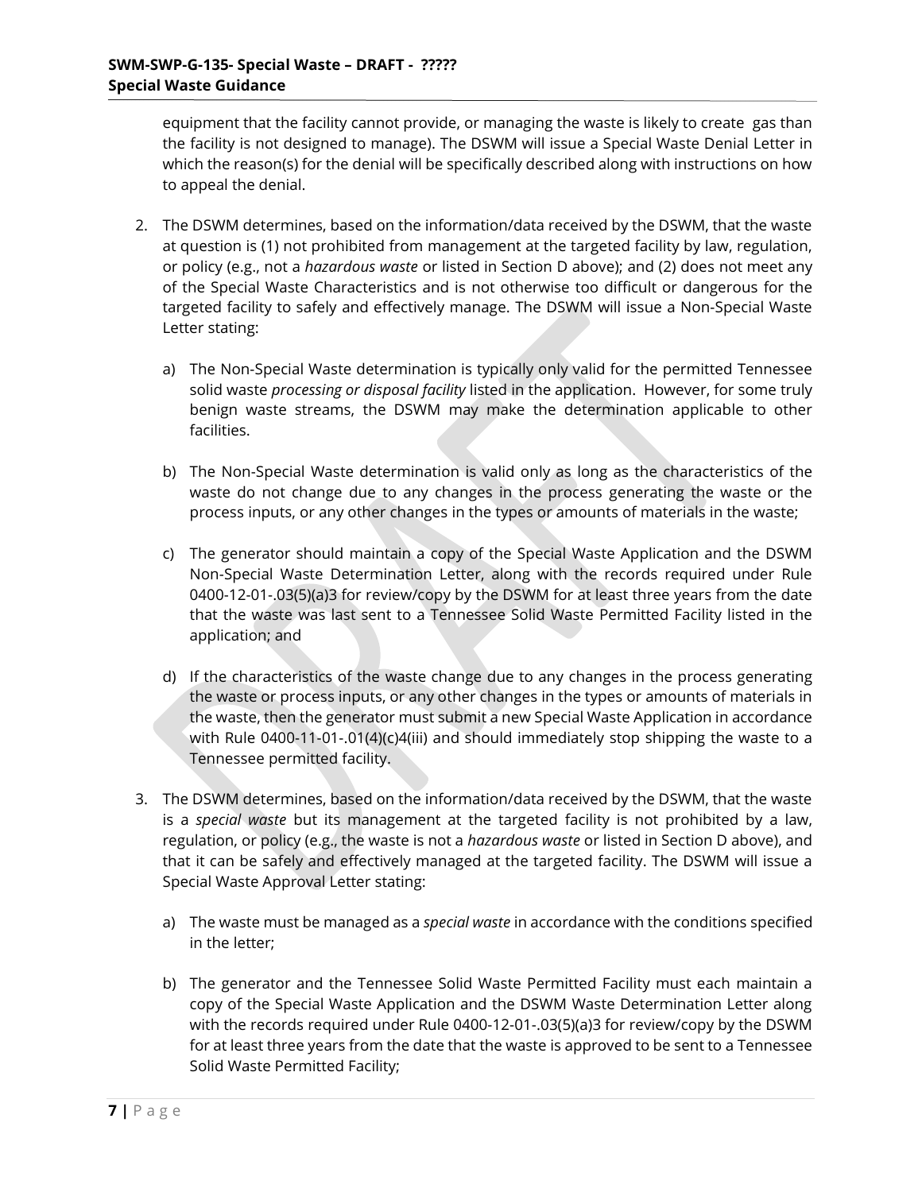equipment that the facility cannot provide, or managing the waste is likely to create gas than the facility is not designed to manage). The DSWM will issue a Special Waste Denial Letter in which the reason(s) for the denial will be specifically described along with instructions on how to appeal the denial.

2. The DSWM determines, based on the information/data received by the DSWM, that the waste at question is (1) not prohibited from management at the targeted facility by law, regulation, or policy (e.g., not a *hazardous waste* or listed in Section D above); and (2) does not meet any of the Special Waste Characteristics and is not otherwise too difficult or dangerous for the targeted facility to safely and effectively manage. The DSWM will issue a Non-Special Waste Letter stating:

   a) The Non-Special Waste determination is typically only valid for the permitted Tennessee solid waste *processing or disposal facility* listed in the application. However, for some truly benign waste streams, the DSWM may make the determination applicable to other facilities.

   b) The Non-Special Waste determination is valid only as long as the characteristics of the waste do not change due to any changes in the process generating the waste or the process inputs, or any other changes in the types or amounts of materials in the waste;

   c) The generator should maintain a copy of the Special Waste Application and the DSWM Non-Special Waste Determination Letter, along with the records required under Rule 0400-12-01-.03(5)(a)3 for review/copy by the DSWM for at least three years from the date that the waste was last sent to a Tennessee Solid Waste Permitted Facility listed in the application; and

   d) If the characteristics of the waste change due to any changes in the process generating the waste or process inputs, or any other changes in the types or amounts of materials in the waste, then the generator must submit a new Special Waste Application in accordance with Rule 0400-11-01-.01(4)(c)4(iii) and should immediately stop shipping the waste to a Tennessee permitted facility.

3. The DSWM determines, based on the information/data received by the DSWM, that the waste is a *special waste* but its management at the targeted facility is not prohibited by a law, regulation, or policy (e.g., the waste is not a *hazardous waste* or listed in Section D above), and that it can be safely and effectively managed at the targeted facility. The DSWM will issue a Special Waste Approval Letter stating:

   a) The waste must be managed as a *special waste* in accordance with the conditions specified in the letter;

   b) The generator and the Tennessee Solid Waste Permitted Facility must each maintain a copy of the Special Waste Application and the DSWM Waste Determination Letter along with the records required under Rule 0400-12-01-.03(5)(a)3 for review/copy by the DSWM for at least three years from the date that the waste is approved to be sent to a Tennessee Solid Waste Permitted Facility;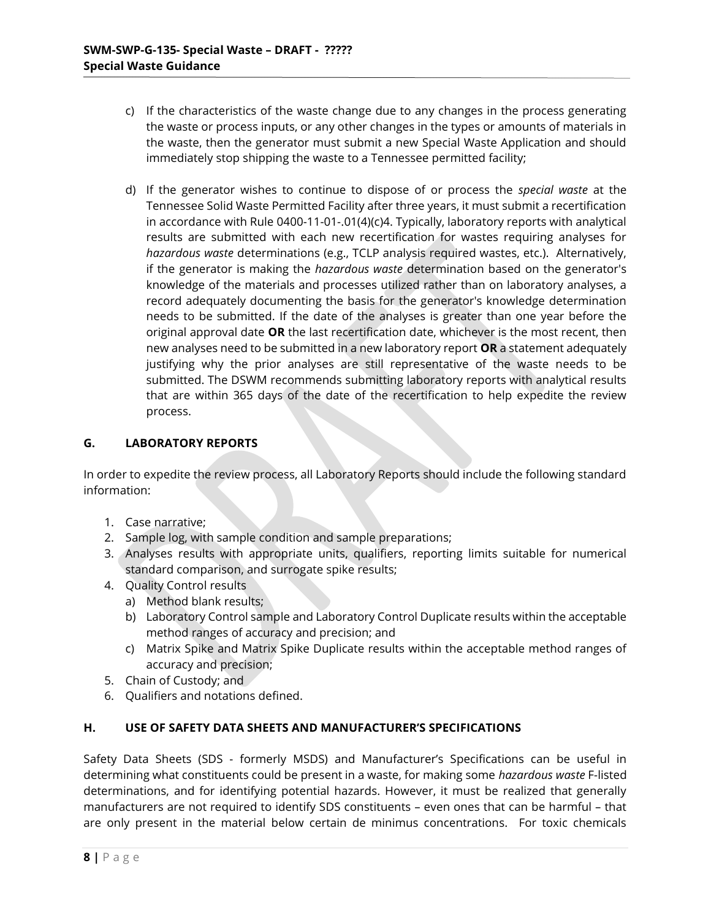c) If the characteristics of the waste change due to any changes in the process generating the waste or process inputs, or any other changes in the types or amounts of materials in the waste, then the generator must submit a new Special Waste Application and should immediately stop shipping the waste to a Tennessee permitted facility;

d) If the generator wishes to continue to dispose of or process the *special waste* at the Tennessee Solid Waste Permitted Facility after three years, it must submit a recertification in accordance with Rule 0400-11-01-.01(4)(c)4. Typically, laboratory reports with analytical results are submitted with each new recertification for wastes requiring analyses for *hazardous waste* determinations (e.g., TCLP analysis required wastes, etc.). Alternatively, if the generator is making the *hazardous waste* determination based on the generator's knowledge of the materials and processes utilized rather than on laboratory analyses, a record adequately documenting the basis for the generator's knowledge determination needs to be submitted. If the date of the analyses is greater than one year before the original approval date **OR** the last recertification date, whichever is the most recent, then new analyses need to be submitted in a new laboratory report **OR** a statement adequately justifying why the prior analyses are still representative of the waste needs to be submitted. The DSWM recommends submitting laboratory reports with analytical results that are within 365 days of the date of the recertification to help expedite the review process.

## G. LABORATORY REPORTS

In order to expedite the review process, all Laboratory Reports should include the following standard information:

1. Case narrative;
2. Sample log, with sample condition and sample preparations;
3. Analyses results with appropriate units, qualifiers, reporting limits suitable for numerical standard comparison, and surrogate spike results;
4. Quality Control results
   a) Method blank results;
   b) Laboratory Control sample and Laboratory Control Duplicate results within the acceptable method ranges of accuracy and precision; and
   c) Matrix Spike and Matrix Spike Duplicate results within the acceptable method ranges of accuracy and precision;
5. Chain of Custody; and
6. Qualifiers and notations defined.

## H. USE OF SAFETY DATA SHEETS AND MANUFACTURER'S SPECIFICATIONS

Safety Data Sheets (SDS - formerly MSDS) and Manufacturer's Specifications can be useful in determining what constituents could be present in a waste, for making some *hazardous waste* F-listed determinations, and for identifying potential hazards. However, it must be realized that generally manufacturers are not required to identify SDS constituents – even ones that can be harmful – that are only present in the material below certain de minimus concentrations. For toxic chemicals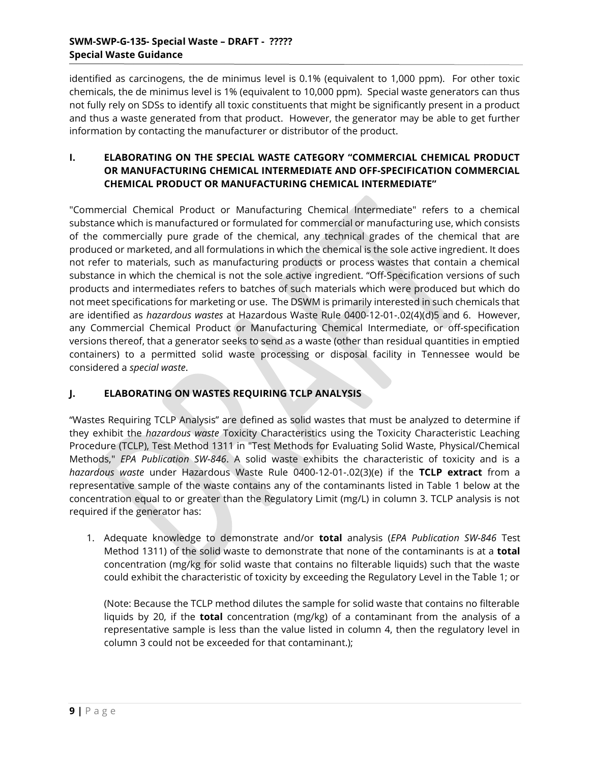identified as carcinogens, the de minimus level is 0.1% (equivalent to 1,000 ppm). For other toxic chemicals, the de minimus level is 1% (equivalent to 10,000 ppm). Special waste generators can thus not fully rely on SDSs to identify all toxic constituents that might be significantly present in a product and thus a waste generated from that product. However, the generator may be able to get further information by contacting the manufacturer or distributor of the product.

## I. ELABORATING ON THE SPECIAL WASTE CATEGORY "COMMERCIAL CHEMICAL PRODUCT OR MANUFACTURING CHEMICAL INTERMEDIATE AND OFF-SPECIFICATION COMMERCIAL CHEMICAL PRODUCT OR MANUFACTURING CHEMICAL INTERMEDIATE"

"Commercial Chemical Product or Manufacturing Chemical Intermediate" refers to a chemical substance which is manufactured or formulated for commercial or manufacturing use, which consists of the commercially pure grade of the chemical, any technical grades of the chemical that are produced or marketed, and all formulations in which the chemical is the sole active ingredient. It does not refer to materials, such as manufacturing products or process wastes that contain a chemical substance in which the chemical is not the sole active ingredient. "Off-Specification versions of such products and intermediates refers to batches of such materials which were produced but which do not meet specifications for marketing or use. The DSWM is primarily interested in such chemicals that are identified as *hazardous wastes* at Hazardous Waste Rule 0400-12-01-.02(4)(d)5 and 6. However, any Commercial Chemical Product or Manufacturing Chemical Intermediate, or off-specification versions thereof, that a generator seeks to send as a waste (other than residual quantities in emptied containers) to a permitted solid waste processing or disposal facility in Tennessee would be considered a *special waste*.

## J. ELABORATING ON WASTES REQUIRING TCLP ANALYSIS

"Wastes Requiring TCLP Analysis" are defined as solid wastes that must be analyzed to determine if they exhibit the *hazardous waste* Toxicity Characteristics using the Toxicity Characteristic Leaching Procedure (TCLP), Test Method 1311 in "Test Methods for Evaluating Solid Waste, Physical/Chemical Methods," *EPA Publication SW-846*. A solid waste exhibits the characteristic of toxicity and is a *hazardous waste* under Hazardous Waste Rule 0400-12-01-.02(3)(e) if the **TCLP extract** from a representative sample of the waste contains any of the contaminants listed in Table 1 below at the concentration equal to or greater than the Regulatory Limit (mg/L) in column 3. TCLP analysis is not required if the generator has:

1. Adequate knowledge to demonstrate and/or **total** analysis (*EPA Publication SW-846* Test Method 1311) of the solid waste to demonstrate that none of the contaminants is at a **total** concentration (mg/kg for solid waste that contains no filterable liquids) such that the waste could exhibit the characteristic of toxicity by exceeding the Regulatory Level in the Table 1; or

   (Note: Because the TCLP method dilutes the sample for solid waste that contains no filterable liquids by 20, if the **total** concentration (mg/kg) of a contaminant from the analysis of a representative sample is less than the value listed in column 4, then the regulatory level in column 3 could not be exceeded for that contaminant.);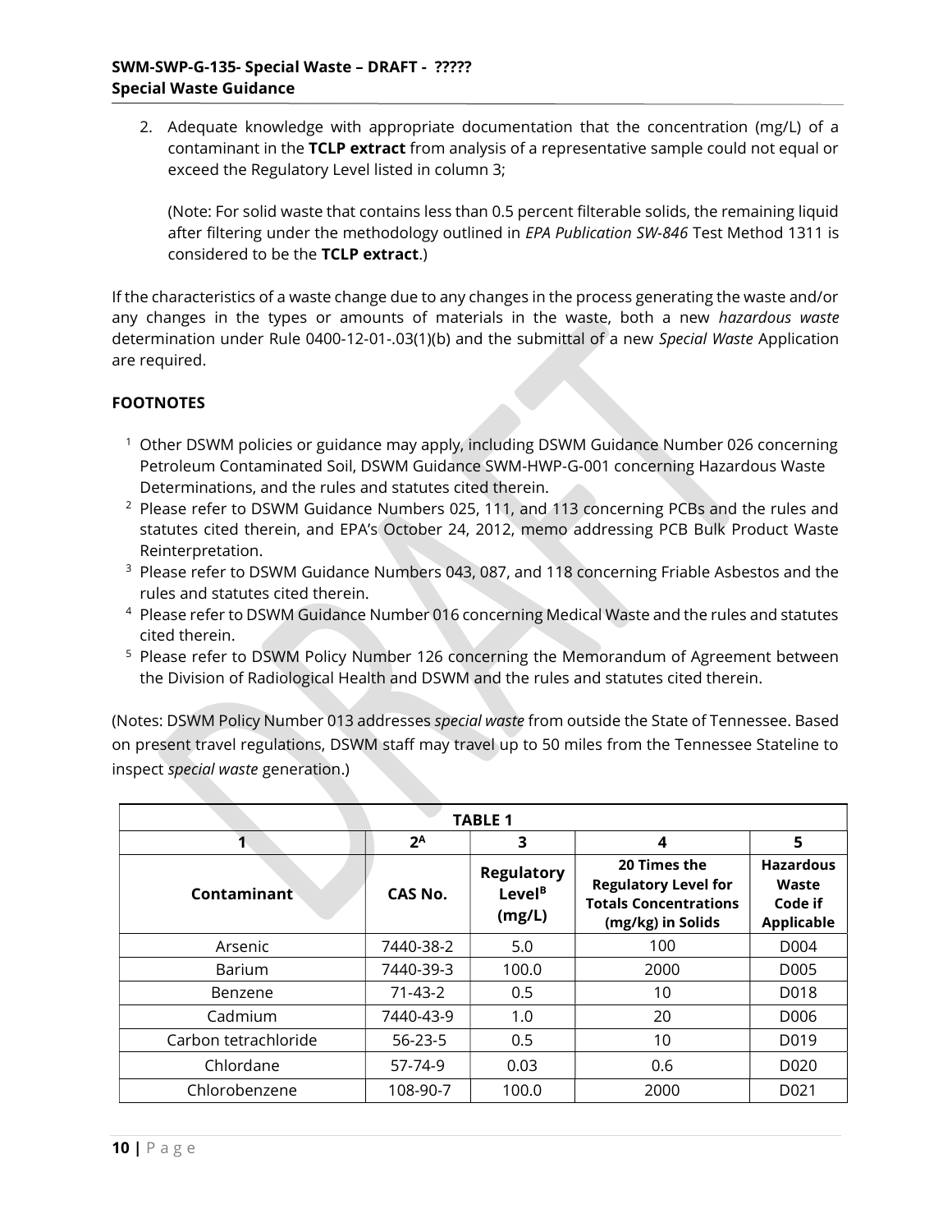2. Adequate knowledge with appropriate documentation that the concentration (mg/L) of a contaminant in the **TCLP extract** from analysis of a representative sample could not equal or exceed the Regulatory Level listed in column 3;

   (Note: For solid waste that contains less than 0.5 percent filterable solids, the remaining liquid after filtering under the methodology outlined in *EPA Publication SW-846* Test Method 1311 is considered to be the **TCLP extract**.)

If the characteristics of a waste change due to any changes in the process generating the waste and/or any changes in the types or amounts of materials in the waste, both a new *hazardous waste* determination under Rule 0400-12-01-.03(1)(b) and the submittal of a new *Special Waste* Application are required.

**FOOTNOTES**

[1] Other DSWM policies or guidance may apply, including DSWM Guidance Number 026 concerning Petroleum Contaminated Soil, DSWM Guidance SWM-HWP-G-001 concerning Hazardous Waste Determinations, and the rules and statutes cited therein.

[2] Please refer to DSWM Guidance Numbers 025, 111, and 113 concerning PCBs and the rules and statutes cited therein, and EPA's October 24, 2012, memo addressing PCB Bulk Product Waste Reinterpretation.

[3] Please refer to DSWM Guidance Numbers 043, 087, and 118 concerning Friable Asbestos and the rules and statutes cited therein.

[4] Please refer to DSWM Guidance Number 016 concerning Medical Waste and the rules and statutes cited therein.

[5] Please refer to DSWM Policy Number 126 concerning the Memorandum of Agreement between the Division of Radiological Health and DSWM and the rules and statutes cited therein.

(Notes: DSWM Policy Number 013 addresses *special waste* from outside the State of Tennessee. Based on present travel regulations, DSWM staff may travel up to 50 miles from the Tennessee Stateline to inspect *special waste* generation.)

| TABLE 1 | | | | |
|---|---|---|---|---|
| 1 | 2[A] | 3 | 4 | 5 |
| **Contaminant** | **CAS No.** | **Regulatory Level[B] (mg/L)** | **20 Times the Regulatory Level for Totals Concentrations (mg/kg) in Solids** | **Hazardous Waste Code if Applicable** |
| Arsenic | 7440-38-2 | 5.0 | 100 | D004 |
| Barium | 7440-39-3 | 100.0 | 2000 | D005 |
| Benzene | 71-43-2 | 0.5 | 10 | D018 |
| Cadmium | 7440-43-9 | 1.0 | 20 | D006 |
| Carbon tetrachloride | 56-23-5 | 0.5 | 10 | D019 |
| Chlordane | 57-74-9 | 0.03 | 0.6 | D020 |
| Chlorobenzene | 108-90-7 | 100.0 | 2000 | D021 |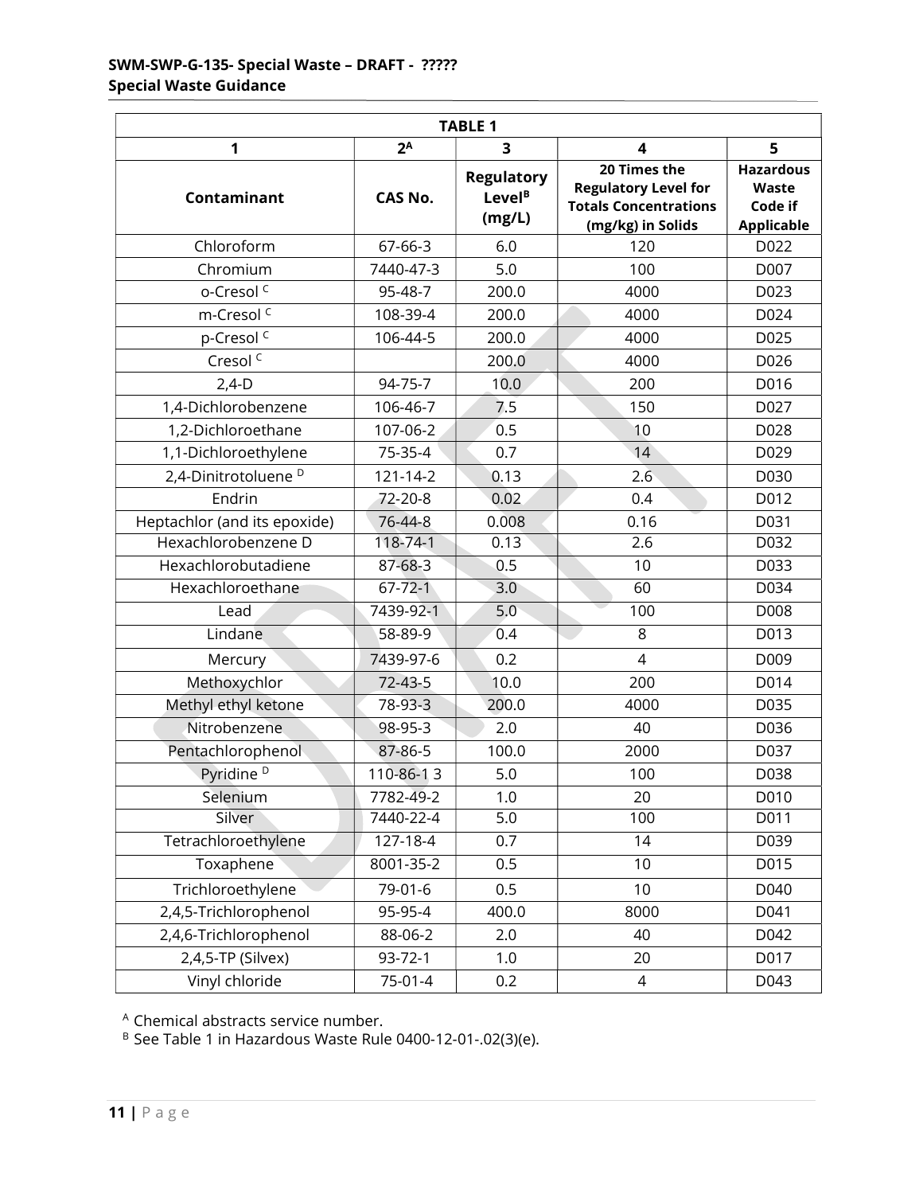| TABLE 1 | | | | |
|---|---|---|---|---|
| 1 | 2[A] | 3 | 4 | 5 |
| Contaminant | CAS No. | Regulatory Level[B] (mg/L) | 20 Times the Regulatory Level for Totals Concentrations (mg/kg) in Solids | Hazardous Waste Code if Applicable |
| Chloroform | 67-66-3 | 6.0 | 120 | D022 |
| Chromium | 7440-47-3 | 5.0 | 100 | D007 |
| o-Cresol [C] | 95-48-7 | 200.0 | 4000 | D023 |
| m-Cresol [C] | 108-39-4 | 200.0 | 4000 | D024 |
| p-Cresol [C] | 106-44-5 | 200.0 | 4000 | D025 |
| Cresol [C] | | 200.0 | 4000 | D026 |
| 2,4-D | 94-75-7 | 10.0 | 200 | D016 |
| 1,4-Dichlorobenzene | 106-46-7 | 7.5 | 150 | D027 |
| 1,2-Dichloroethane | 107-06-2 | 0.5 | 10 | D028 |
| 1,1-Dichloroethylene | 75-35-4 | 0.7 | 14 | D029 |
| 2,4-Dinitrotoluene [D] | 121-14-2 | 0.13 | 2.6 | D030 |
| Endrin | 72-20-8 | 0.02 | 0.4 | D012 |
| Heptachlor (and its epoxide) | 76-44-8 | 0.008 | 0.16 | D031 |
| Hexachlorobenzene D | 118-74-1 | 0.13 | 2.6 | D032 |
| Hexachlorobutadiene | 87-68-3 | 0.5 | 10 | D033 |
| Hexachloroethane | 67-72-1 | 3.0 | 60 | D034 |
| Lead | 7439-92-1 | 5.0 | 100 | D008 |
| Lindane | 58-89-9 | 0.4 | 8 | D013 |
| Mercury | 7439-97-6 | 0.2 | 4 | D009 |
| Methoxychlor | 72-43-5 | 10.0 | 200 | D014 |
| Methyl ethyl ketone | 78-93-3 | 200.0 | 4000 | D035 |
| Nitrobenzene | 98-95-3 | 2.0 | 40 | D036 |
| Pentachlorophenol | 87-86-5 | 100.0 | 2000 | D037 |
| Pyridine [D] | 110-86-1 3 | 5.0 | 100 | D038 |
| Selenium | 7782-49-2 | 1.0 | 20 | D010 |
| Silver | 7440-22-4 | 5.0 | 100 | D011 |
| Tetrachloroethylene | 127-18-4 | 0.7 | 14 | D039 |
| Toxaphene | 8001-35-2 | 0.5 | 10 | D015 |
| Trichloroethylene | 79-01-6 | 0.5 | 10 | D040 |
| 2,4,5-Trichlorophenol | 95-95-4 | 400.0 | 8000 | D041 |
| 2,4,6-Trichlorophenol | 88-06-2 | 2.0 | 40 | D042 |
| 2,4,5-TP (Silvex) | 93-72-1 | 1.0 | 20 | D017 |
| Vinyl chloride | 75-01-4 | 0.2 | 4 | D043 |

[A] Chemical abstracts service number.

[B] See Table 1 in Hazardous Waste Rule 0400-12-01-.02(3)(e).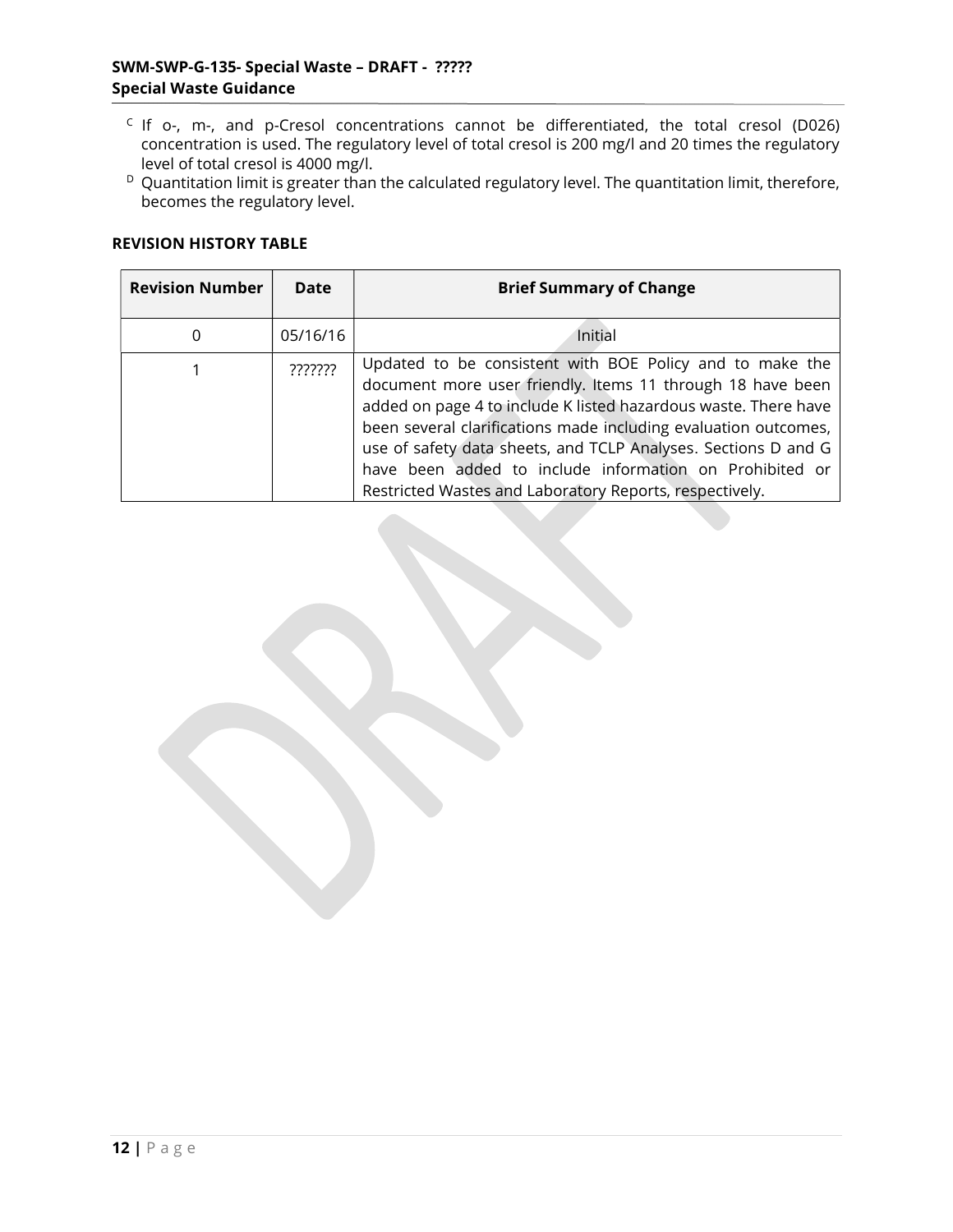[C] If o-, m-, and p-Cresol concentrations cannot be differentiated, the total cresol (D026) concentration is used. The regulatory level of total cresol is 200 mg/l and 20 times the regulatory level of total cresol is 4000 mg/l.

[D] Quantitation limit is greater than the calculated regulatory level. The quantitation limit, therefore, becomes the regulatory level.

**REVISION HISTORY TABLE**

| Revision Number | Date | Brief Summary of Change |
|---|---|---|
| 0 | 05/16/16 | Initial |
| 1 | ??????? | Updated to be consistent with BOE Policy and to make the document more user friendly. Items 11 through 18 have been added on page 4 to include K listed hazardous waste. There have been several clarifications made including evaluation outcomes, use of safety data sheets, and TCLP Analyses. Sections D and G have been added to include information on Prohibited or Restricted Wastes and Laboratory Reports, respectively. |